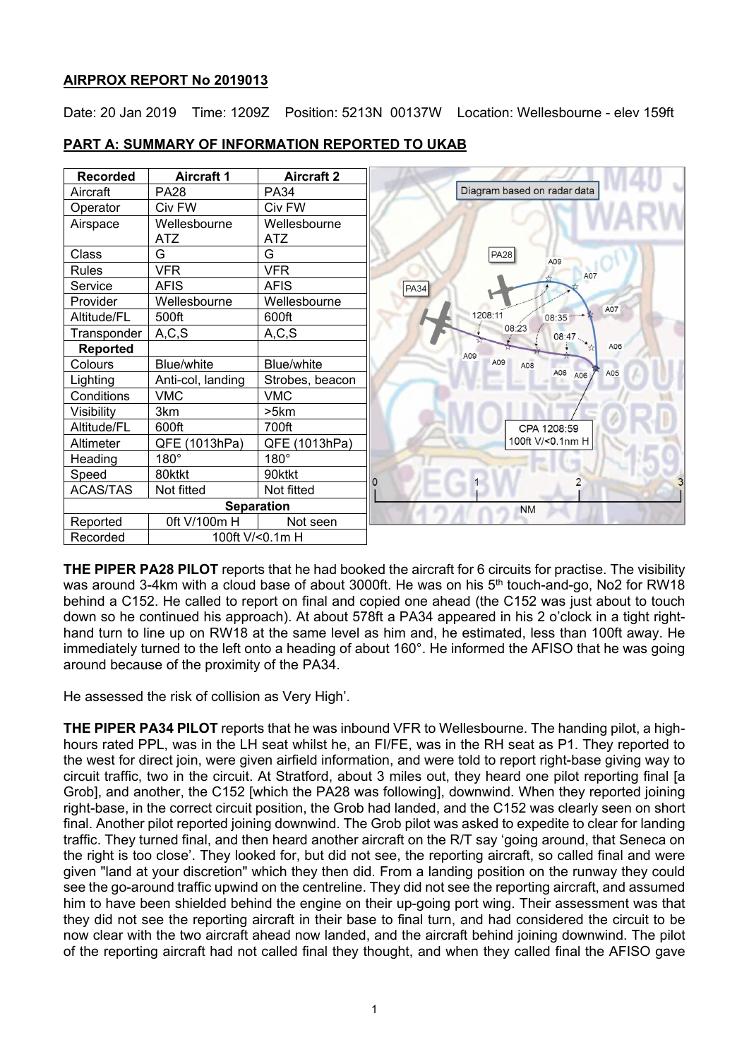**AIRPROX REPORT No 2019013**

Date: 20 Jan 2019 Time: 1209Z Position: 5213N 00137W Location: Wellesbourne - elev 159ft

**PART A: SUMMARY OF INFORMATION REPORTED TO UKAB**

| Recorded | Aircraft 1 | Aircraft 2 |
|---|---|---|
| Aircraft | PA28 | PA34 |
| Operator | Civ FW | Civ FW |
| Airspace | Wellesbourne ATZ | Wellesbourne ATZ |
| Class | G | G |
| Rules | VFR | VFR |
| Service | AFIS | AFIS |
| Provider | Wellesbourne | Wellesbourne |
| Altitude/FL | 500ft | 600ft |
| Transponder | A,C,S | A,C,S |
| **Reported** | | |
| Colours | Blue/white | Blue/white |
| Lighting | Anti-col, landing | Strobes, beacon |
| Conditions | VMC | VMC |
| Visibility | 3km | >5km |
| Altitude/FL | 600ft | 700ft |
| Altimeter | QFE (1013hPa) | QFE (1013hPa) |
| Heading | 180° | 180° |
| Speed | 80ktkt | 90ktkt |
| ACAS/TAS | Not fitted | Not fitted |
| **Separation** | | |
| Reported | 0ft V/100m H | Not seen |
| Recorded | 100ft V/<0.1m H | |

Diagram based on radar data

**THE PIPER PA28 PILOT** reports that he had booked the aircraft for 6 circuits for practise. The visibility was around 3-4km with a cloud base of about 3000ft. He was on his 5th touch-and-go, No2 for RW18 behind a C152. He called to report on final and copied one ahead (the C152 was just about to touch down so he continued his approach). At about 578ft a PA34 appeared in his 2 o'clock in a tight right-hand turn to line up on RW18 at the same level as him and, he estimated, less than 100ft away. He immediately turned to the left onto a heading of about 160°. He informed the AFISO that he was going around because of the proximity of the PA34.

He assessed the risk of collision as Very High'.

**THE PIPER PA34 PILOT** reports that he was inbound VFR to Wellesbourne. The handing pilot, a high-hours rated PPL, was in the LH seat whilst he, an FI/FE, was in the RH seat as P1. They reported to the west for direct join, were given airfield information, and were told to report right-base giving way to circuit traffic, two in the circuit. At Stratford, about 3 miles out, they heard one pilot reporting final [a Grob], and another, the C152 [which the PA28 was following], downwind. When they reported joining right-base, in the correct circuit position, the Grob had landed, and the C152 was clearly seen on short final. Another pilot reported joining downwind. The Grob pilot was asked to expedite to clear for landing traffic. They turned final, and then heard another aircraft on the R/T say 'going around, that Seneca on the right is too close'. They looked for, but did not see, the reporting aircraft, so called final and were given "land at your discretion" which they then did. From a landing position on the runway they could see the go-around traffic upwind on the centreline. They did not see the reporting aircraft, and assumed him to have been shielded behind the engine on their up-going port wing. Their assessment was that they did not see the reporting aircraft in their base to final turn, and had considered the circuit to be now clear with the two aircraft ahead now landed, and the aircraft behind joining downwind. The pilot of the reporting aircraft had not called final they thought, and when they called final the AFISO gave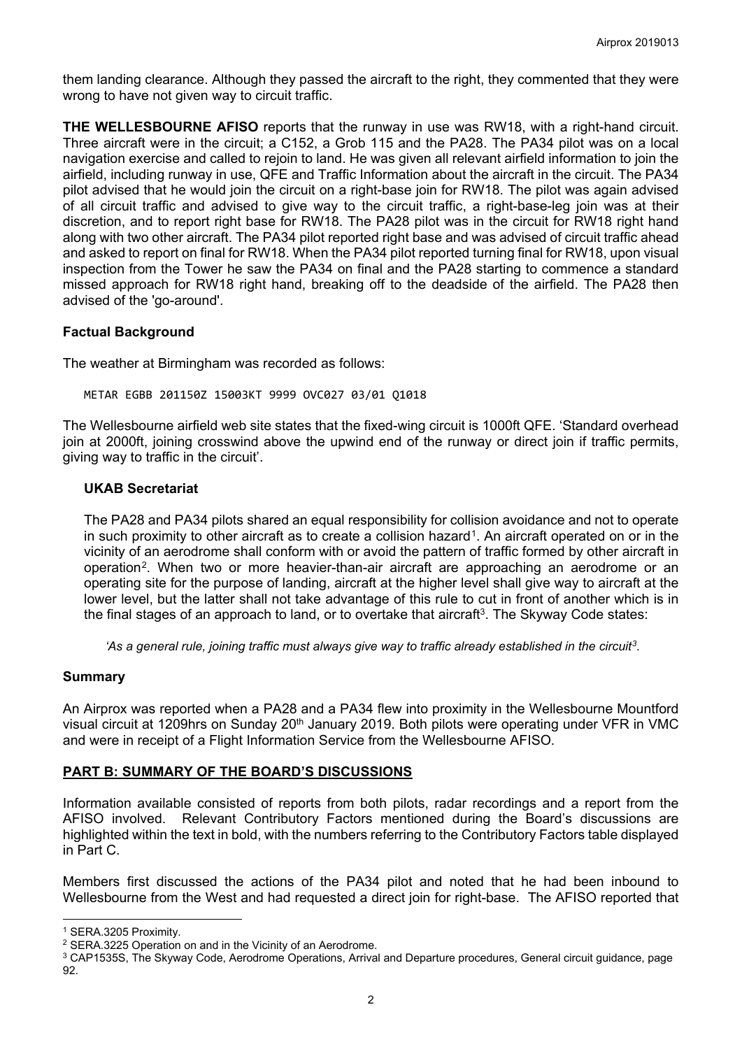them landing clearance. Although they passed the aircraft to the right, they commented that they were wrong to have not given way to circuit traffic.

**THE WELLESBOURNE AFISO** reports that the runway in use was RW18, with a right-hand circuit. Three aircraft were in the circuit; a C152, a Grob 115 and the PA28. The PA34 pilot was on a local navigation exercise and called to rejoin to land. He was given all relevant airfield information to join the airfield, including runway in use, QFE and Traffic Information about the aircraft in the circuit. The PA34 pilot advised that he would join the circuit on a right-base join for RW18. The pilot was again advised of all circuit traffic and advised to give way to the circuit traffic, a right-base-leg join was at their discretion, and to report right base for RW18. The PA28 pilot was in the circuit for RW18 right hand along with two other aircraft. The PA34 pilot reported right base and was advised of circuit traffic ahead and asked to report on final for RW18. When the PA34 pilot reported turning final for RW18, upon visual inspection from the Tower he saw the PA34 on final and the PA28 starting to commence a standard missed approach for RW18 right hand, breaking off to the deadside of the airfield. The PA28 then advised of the 'go-around'.

### Factual Background

The weather at Birmingham was recorded as follows:

```
METAR EGBB 201150Z 15003KT 9999 OVC027 03/01 Q1018
```

The Wellesbourne airfield web site states that the fixed-wing circuit is 1000ft QFE. 'Standard overhead join at 2000ft, joining crosswind above the upwind end of the runway or direct join if traffic permits, giving way to traffic in the circuit'.

#### UKAB Secretariat

The PA28 and PA34 pilots shared an equal responsibility for collision avoidance and not to operate in such proximity to other aircraft as to create a collision hazard[1]. An aircraft operated on or in the vicinity of an aerodrome shall conform with or avoid the pattern of traffic formed by other aircraft in operation[2]. When two or more heavier-than-air aircraft are approaching an aerodrome or an operating site for the purpose of landing, aircraft at the higher level shall give way to aircraft at the lower level, but the latter shall not take advantage of this rule to cut in front of another which is in the final stages of an approach to land, or to overtake that aircraft[3]. The Skyway Code states:

*'As a general rule, joining traffic must always give way to traffic already established in the circuit[3].*

### Summary

An Airprox was reported when a PA28 and a PA34 flew into proximity in the Wellesbourne Mountford visual circuit at 1209hrs on Sunday 20th January 2019. Both pilots were operating under VFR in VMC and were in receipt of a Flight Information Service from the Wellesbourne AFISO.

## PART B: SUMMARY OF THE BOARD'S DISCUSSIONS

Information available consisted of reports from both pilots, radar recordings and a report from the AFISO involved. Relevant Contributory Factors mentioned during the Board's discussions are highlighted within the text in bold, with the numbers referring to the Contributory Factors table displayed in Part C.

Members first discussed the actions of the PA34 pilot and noted that he had been inbound to Wellesbourne from the West and had requested a direct join for right-base. The AFISO reported that

---

[1] SERA.3205 Proximity.

[2] SERA.3225 Operation on and in the Vicinity of an Aerodrome.

[3] CAP1535S, The Skyway Code, Aerodrome Operations, Arrival and Departure procedures, General circuit guidance, page 92.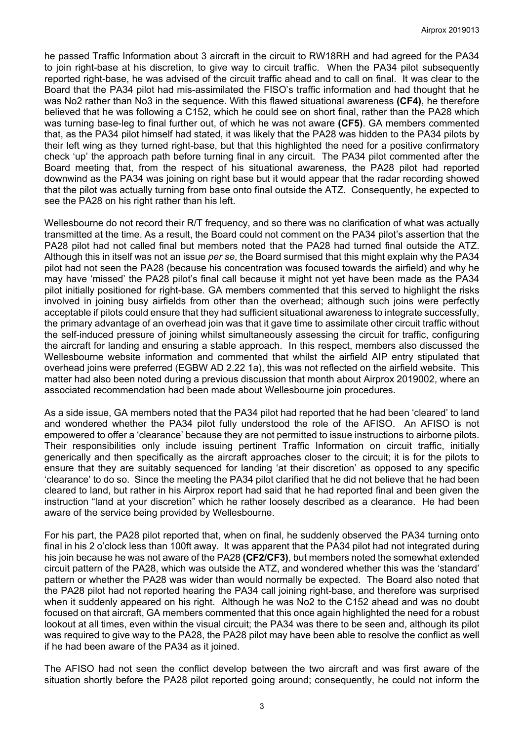he passed Traffic Information about 3 aircraft in the circuit to RW18RH and had agreed for the PA34 to join right-base at his discretion, to give way to circuit traffic. When the PA34 pilot subsequently reported right-base, he was advised of the circuit traffic ahead and to call on final. It was clear to the Board that the PA34 pilot had mis-assimilated the FISO's traffic information and had thought that he was No2 rather than No3 in the sequence. With this flawed situational awareness **(CF4)**, he therefore believed that he was following a C152, which he could see on short final, rather than the PA28 which was turning base-leg to final further out, of which he was not aware **(CF5)**. GA members commented that, as the PA34 pilot himself had stated, it was likely that the PA28 was hidden to the PA34 pilots by their left wing as they turned right-base, but that this highlighted the need for a positive confirmatory check 'up' the approach path before turning final in any circuit. The PA34 pilot commented after the Board meeting that, from the respect of his situational awareness, the PA28 pilot had reported downwind as the PA34 was joining on right base but it would appear that the radar recording showed that the pilot was actually turning from base onto final outside the ATZ. Consequently, he expected to see the PA28 on his right rather than his left.

Wellesbourne do not record their R/T frequency, and so there was no clarification of what was actually transmitted at the time. As a result, the Board could not comment on the PA34 pilot's assertion that the PA28 pilot had not called final but members noted that the PA28 had turned final outside the ATZ. Although this in itself was not an issue *per se*, the Board surmised that this might explain why the PA34 pilot had not seen the PA28 (because his concentration was focused towards the airfield) and why he may have 'missed' the PA28 pilot's final call because it might not yet have been made as the PA34 pilot initially positioned for right-base. GA members commented that this served to highlight the risks involved in joining busy airfields from other than the overhead; although such joins were perfectly acceptable if pilots could ensure that they had sufficient situational awareness to integrate successfully, the primary advantage of an overhead join was that it gave time to assimilate other circuit traffic without the self-induced pressure of joining whilst simultaneously assessing the circuit for traffic, configuring the aircraft for landing and ensuring a stable approach. In this respect, members also discussed the Wellesbourne website information and commented that whilst the airfield AIP entry stipulated that overhead joins were preferred (EGBW AD 2.22 1a), this was not reflected on the airfield website. This matter had also been noted during a previous discussion that month about Airprox 2019002, where an associated recommendation had been made about Wellesbourne join procedures.

As a side issue, GA members noted that the PA34 pilot had reported that he had been 'cleared' to land and wondered whether the PA34 pilot fully understood the role of the AFISO. An AFISO is not empowered to offer a 'clearance' because they are not permitted to issue instructions to airborne pilots. Their responsibilities only include issuing pertinent Traffic Information on circuit traffic, initially generically and then specifically as the aircraft approaches closer to the circuit; it is for the pilots to ensure that they are suitably sequenced for landing 'at their discretion' as opposed to any specific 'clearance' to do so. Since the meeting the PA34 pilot clarified that he did not believe that he had been cleared to land, but rather in his Airprox report had said that he had reported final and been given the instruction "land at your discretion" which he rather loosely described as a clearance. He had been aware of the service being provided by Wellesbourne.

For his part, the PA28 pilot reported that, when on final, he suddenly observed the PA34 turning onto final in his 2 o'clock less than 100ft away. It was apparent that the PA34 pilot had not integrated during his join because he was not aware of the PA28 **(CF2/CF3)**, but members noted the somewhat extended circuit pattern of the PA28, which was outside the ATZ, and wondered whether this was the 'standard' pattern or whether the PA28 was wider than would normally be expected. The Board also noted that the PA28 pilot had not reported hearing the PA34 call joining right-base, and therefore was surprised when it suddenly appeared on his right. Although he was No2 to the C152 ahead and was no doubt focused on that aircraft, GA members commented that this once again highlighted the need for a robust lookout at all times, even within the visual circuit; the PA34 was there to be seen and, although its pilot was required to give way to the PA28, the PA28 pilot may have been able to resolve the conflict as well if he had been aware of the PA34 as it joined.

The AFISO had not seen the conflict develop between the two aircraft and was first aware of the situation shortly before the PA28 pilot reported going around; consequently, he could not inform the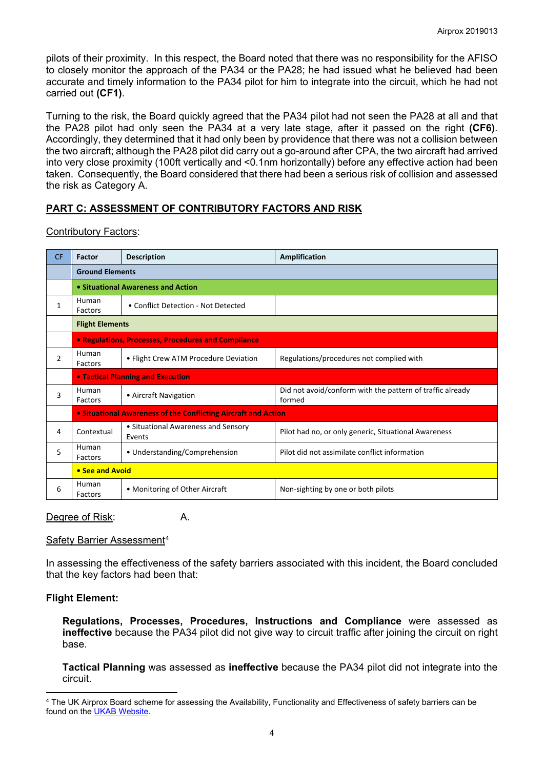pilots of their proximity. In this respect, the Board noted that there was no responsibility for the AFISO to closely monitor the approach of the PA34 or the PA28; he had issued what he believed had been accurate and timely information to the PA34 pilot for him to integrate into the circuit, which he had not carried out **(CF1)**.

Turning to the risk, the Board quickly agreed that the PA34 pilot had not seen the PA28 at all and that the PA28 pilot had only seen the PA34 at a very late stage, after it passed on the right **(CF6)**. Accordingly, they determined that it had only been by providence that there was not a collision between the two aircraft; although the PA28 pilot did carry out a go-around after CPA, the two aircraft had arrived into very close proximity (100ft vertically and <0.1nm horizontally) before any effective action had been taken. Consequently, the Board considered that there had been a serious risk of collision and assessed the risk as Category A.

## PART C: ASSESSMENT OF CONTRIBUTORY FACTORS AND RISK

Contributory Factors:

| CF | Factor | Description | Amplification |
|---|---|---|---|
| | **Ground Elements** | | |
| | **• Situational Awareness and Action** | | |
| 1 | Human Factors | • Conflict Detection - Not Detected | |
| | **Flight Elements** | | |
| | **• Regulations, Processes, Procedures and Compliance** | | |
| 2 | Human Factors | • Flight Crew ATM Procedure Deviation | Regulations/procedures not complied with |
| | **• Tactical Planning and Execution** | | |
| 3 | Human Factors | • Aircraft Navigation | Did not avoid/conform with the pattern of traffic already formed |
| | **• Situational Awareness of the Conflicting Aircraft and Action** | | |
| 4 | Contextual | • Situational Awareness and Sensory Events | Pilot had no, or only generic, Situational Awareness |
| 5 | Human Factors | • Understanding/Comprehension | Pilot did not assimilate conflict information |
| | **• See and Avoid** | | |
| 6 | Human Factors | • Monitoring of Other Aircraft | Non-sighting by one or both pilots |

Degree of Risk: A.

Safety Barrier Assessment[4]

In assessing the effectiveness of the safety barriers associated with this incident, the Board concluded that the key factors had been that:

**Flight Element:**

**Regulations, Processes, Procedures, Instructions and Compliance** were assessed as **ineffective** because the PA34 pilot did not give way to circuit traffic after joining the circuit on right base.

**Tactical Planning** was assessed as **ineffective** because the PA34 pilot did not integrate into the circuit.

[4] The UK Airprox Board scheme for assessing the Availability, Functionality and Effectiveness of safety barriers can be found on the UKAB Website.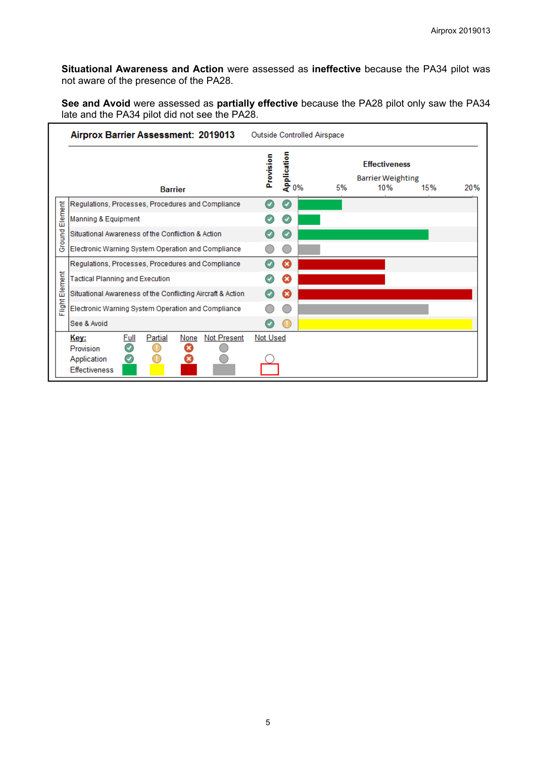**Situational Awareness and Action** were assessed as **ineffective** because the PA34 pilot was not aware of the presence of the PA28.

**See and Avoid** were assessed as **partially effective** because the PA28 pilot only saw the PA34 late and the PA34 pilot did not see the PA28.

**Airprox Barrier Assessment: 2019013** Outside Controlled Airspace

Barrier

Provision

Application

Effectiveness

Barrier Weighting

0%
5%
10%
15%
20%

Ground Element

Regulations, Processes, Procedures and Compliance

Manning & Equipment

Situational Awareness of the Confliction & Action

Electronic Warning System Operation and Compliance

Flight Element

Regulations, Processes, Procedures and Compliance

Tactical Planning and Execution

Situational Awareness of the Conflicting Aircraft & Action

Electronic Warning System Operation and Compliance

See & Avoid

Key:
Full
Partial
None
Not Present
Not Used

Provision

Application

Effectiveness